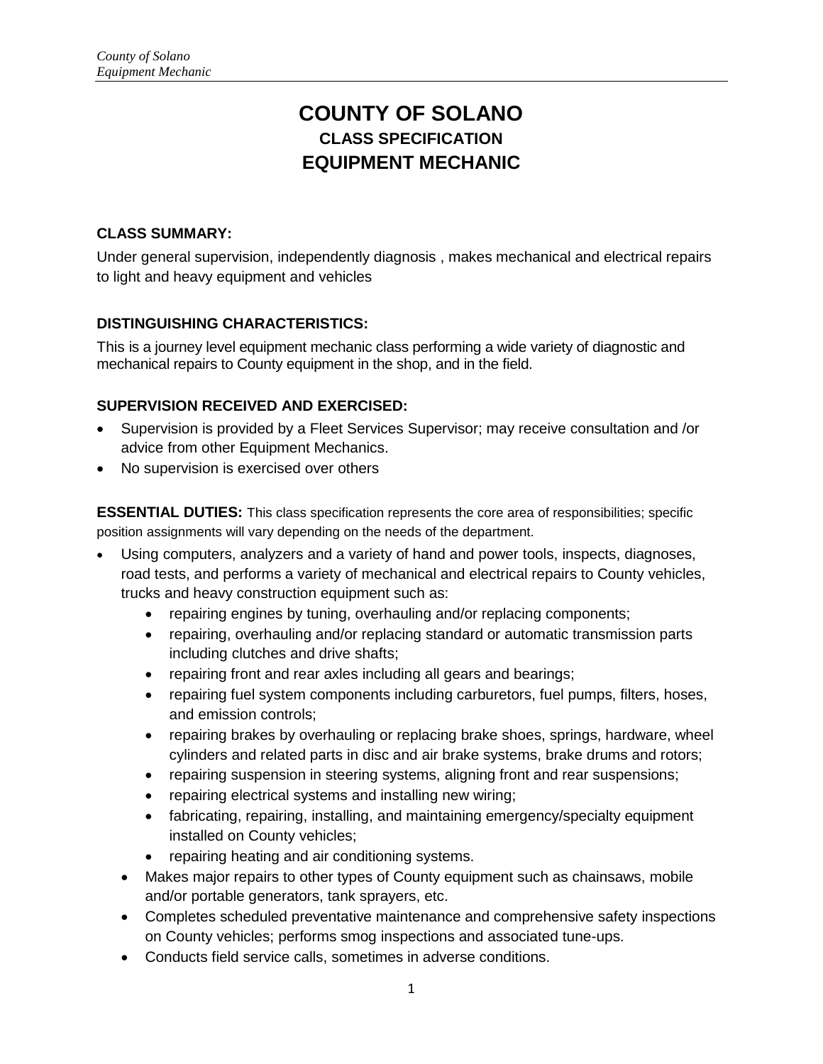# COUNTY OF SOLANO
### CLASS SPECIFICATION
## EQUIPMENT MECHANIC

**CLASS SUMMARY:**

Under general supervision, independently diagnosis , makes mechanical and electrical repairs to light and heavy equipment and vehicles

**DISTINGUISHING CHARACTERISTICS:**

This is a journey level equipment mechanic class performing a wide variety of diagnostic and mechanical repairs to County equipment in the shop, and in the field.

**SUPERVISION RECEIVED AND EXERCISED:**

- Supervision is provided by a Fleet Services Supervisor; may receive consultation and /or advice from other Equipment Mechanics.
- No supervision is exercised over others

**ESSENTIAL DUTIES:** This class specification represents the core area of responsibilities; specific position assignments will vary depending on the needs of the department.

- Using computers, analyzers and a variety of hand and power tools, inspects, diagnoses, road tests, and performs a variety of mechanical and electrical repairs to County vehicles, trucks and heavy construction equipment such as:
  - repairing engines by tuning, overhauling and/or replacing components;
  - repairing, overhauling and/or replacing standard or automatic transmission parts including clutches and drive shafts;
  - repairing front and rear axles including all gears and bearings;
  - repairing fuel system components including carburetors, fuel pumps, filters, hoses, and emission controls;
  - repairing brakes by overhauling or replacing brake shoes, springs, hardware, wheel cylinders and related parts in disc and air brake systems, brake drums and rotors;
  - repairing suspension in steering systems, aligning front and rear suspensions;
  - repairing electrical systems and installing new wiring;
  - fabricating, repairing, installing, and maintaining emergency/specialty equipment installed on County vehicles;
  - repairing heating and air conditioning systems.
- Makes major repairs to other types of County equipment such as chainsaws, mobile and/or portable generators, tank sprayers, etc.
- Completes scheduled preventative maintenance and comprehensive safety inspections on County vehicles; performs smog inspections and associated tune-ups.
- Conducts field service calls, sometimes in adverse conditions.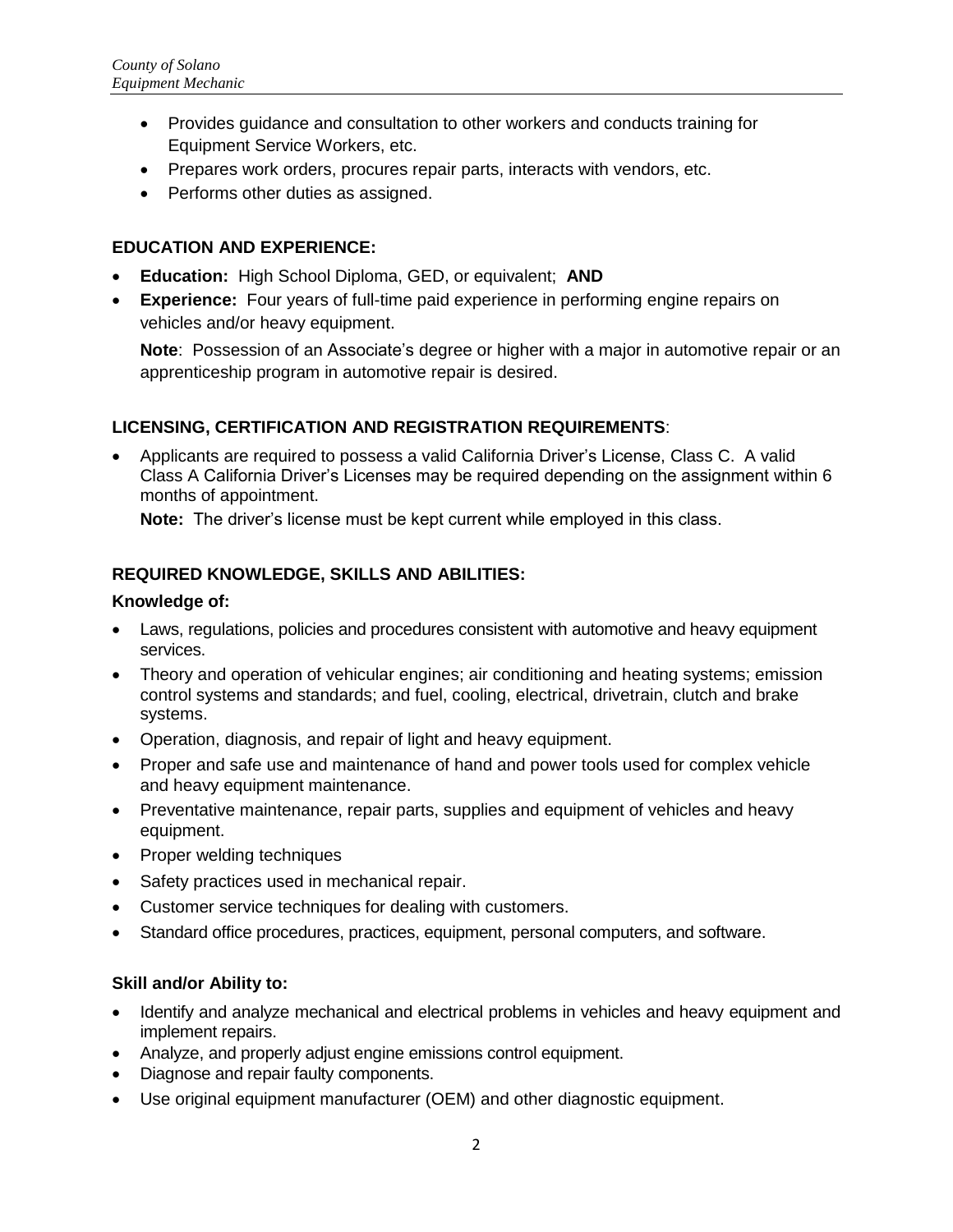- Provides guidance and consultation to other workers and conducts training for Equipment Service Workers, etc.
- Prepares work orders, procures repair parts, interacts with vendors, etc.
- Performs other duties as assigned.

## EDUCATION AND EXPERIENCE:

- **Education:** High School Diploma, GED, or equivalent; **AND**
- **Experience:** Four years of full-time paid experience in performing engine repairs on vehicles and/or heavy equipment.

  **Note**: Possession of an Associate's degree or higher with a major in automotive repair or an apprenticeship program in automotive repair is desired.

## LICENSING, CERTIFICATION AND REGISTRATION REQUIREMENTS:

- Applicants are required to possess a valid California Driver's License, Class C. A valid Class A California Driver's Licenses may be required depending on the assignment within 6 months of appointment.

  **Note:** The driver's license must be kept current while employed in this class.

## REQUIRED KNOWLEDGE, SKILLS AND ABILITIES:

### Knowledge of:

- Laws, regulations, policies and procedures consistent with automotive and heavy equipment services.
- Theory and operation of vehicular engines; air conditioning and heating systems; emission control systems and standards; and fuel, cooling, electrical, drivetrain, clutch and brake systems.
- Operation, diagnosis, and repair of light and heavy equipment.
- Proper and safe use and maintenance of hand and power tools used for complex vehicle and heavy equipment maintenance.
- Preventative maintenance, repair parts, supplies and equipment of vehicles and heavy equipment.
- Proper welding techniques
- Safety practices used in mechanical repair.
- Customer service techniques for dealing with customers.
- Standard office procedures, practices, equipment, personal computers, and software.

### Skill and/or Ability to:

- Identify and analyze mechanical and electrical problems in vehicles and heavy equipment and implement repairs.
- Analyze, and properly adjust engine emissions control equipment.
- Diagnose and repair faulty components.
- Use original equipment manufacturer (OEM) and other diagnostic equipment.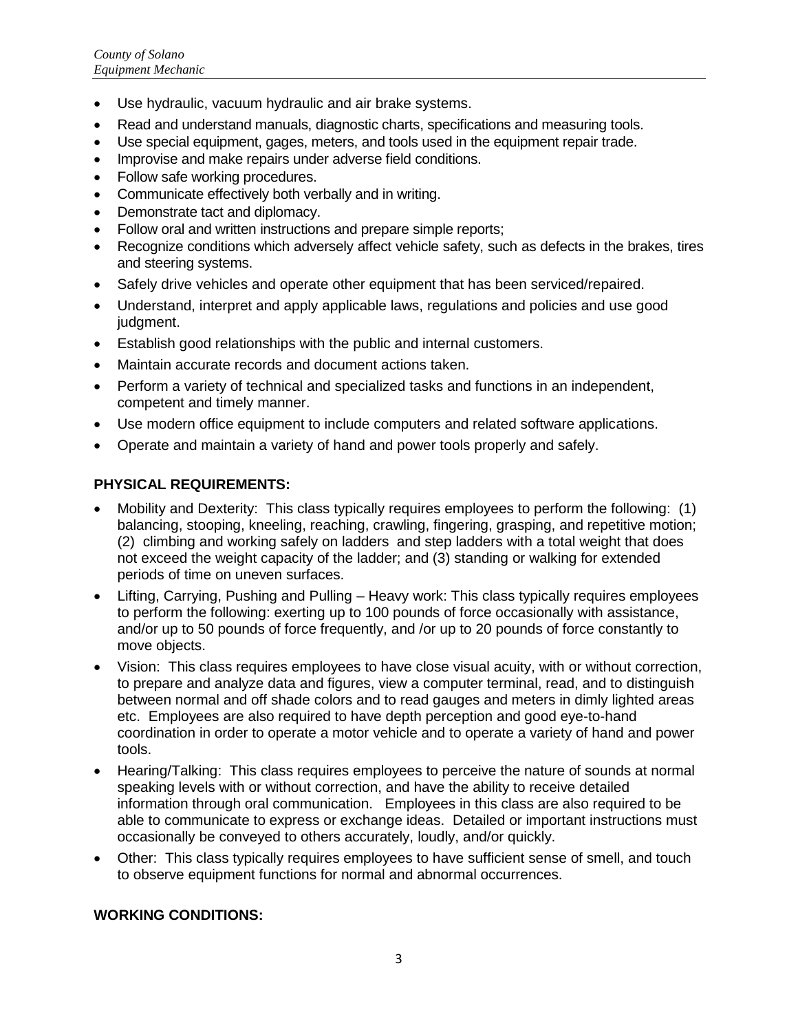- Use hydraulic, vacuum hydraulic and air brake systems.
- Read and understand manuals, diagnostic charts, specifications and measuring tools.
- Use special equipment, gages, meters, and tools used in the equipment repair trade.
- Improvise and make repairs under adverse field conditions.
- Follow safe working procedures.
- Communicate effectively both verbally and in writing.
- Demonstrate tact and diplomacy.
- Follow oral and written instructions and prepare simple reports;
- Recognize conditions which adversely affect vehicle safety, such as defects in the brakes, tires and steering systems.
- Safely drive vehicles and operate other equipment that has been serviced/repaired.
- Understand, interpret and apply applicable laws, regulations and policies and use good judgment.
- Establish good relationships with the public and internal customers.
- Maintain accurate records and document actions taken.
- Perform a variety of technical and specialized tasks and functions in an independent, competent and timely manner.
- Use modern office equipment to include computers and related software applications.
- Operate and maintain a variety of hand and power tools properly and safely.

**PHYSICAL REQUIREMENTS:**

- Mobility and Dexterity: This class typically requires employees to perform the following: (1) balancing, stooping, kneeling, reaching, crawling, fingering, grasping, and repetitive motion; (2) climbing and working safely on ladders and step ladders with a total weight that does not exceed the weight capacity of the ladder; and (3) standing or walking for extended periods of time on uneven surfaces.
- Lifting, Carrying, Pushing and Pulling – Heavy work: This class typically requires employees to perform the following: exerting up to 100 pounds of force occasionally with assistance, and/or up to 50 pounds of force frequently, and /or up to 20 pounds of force constantly to move objects.
- Vision: This class requires employees to have close visual acuity, with or without correction, to prepare and analyze data and figures, view a computer terminal, read, and to distinguish between normal and off shade colors and to read gauges and meters in dimly lighted areas etc. Employees are also required to have depth perception and good eye-to-hand coordination in order to operate a motor vehicle and to operate a variety of hand and power tools.
- Hearing/Talking: This class requires employees to perceive the nature of sounds at normal speaking levels with or without correction, and have the ability to receive detailed information through oral communication. Employees in this class are also required to be able to communicate to express or exchange ideas. Detailed or important instructions must occasionally be conveyed to others accurately, loudly, and/or quickly.
- Other: This class typically requires employees to have sufficient sense of smell, and touch to observe equipment functions for normal and abnormal occurrences.

**WORKING CONDITIONS:**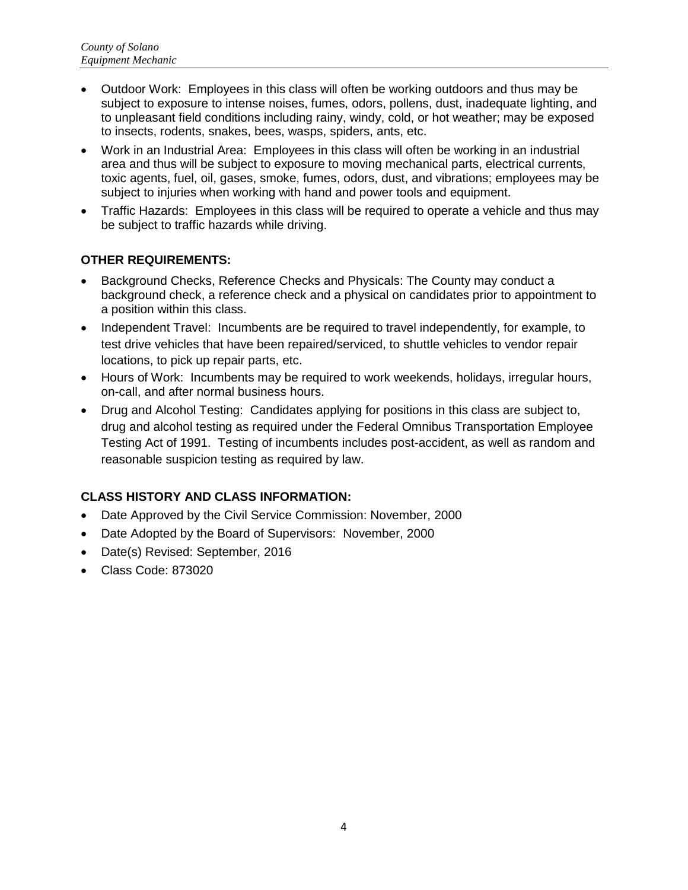- Outdoor Work: Employees in this class will often be working outdoors and thus may be subject to exposure to intense noises, fumes, odors, pollens, dust, inadequate lighting, and to unpleasant field conditions including rainy, windy, cold, or hot weather; may be exposed to insects, rodents, snakes, bees, wasps, spiders, ants, etc.
- Work in an Industrial Area: Employees in this class will often be working in an industrial area and thus will be subject to exposure to moving mechanical parts, electrical currents, toxic agents, fuel, oil, gases, smoke, fumes, odors, dust, and vibrations; employees may be subject to injuries when working with hand and power tools and equipment.
- Traffic Hazards: Employees in this class will be required to operate a vehicle and thus may be subject to traffic hazards while driving.

**OTHER REQUIREMENTS:**

- Background Checks, Reference Checks and Physicals: The County may conduct a background check, a reference check and a physical on candidates prior to appointment to a position within this class.
- Independent Travel: Incumbents are be required to travel independently, for example, to test drive vehicles that have been repaired/serviced, to shuttle vehicles to vendor repair locations, to pick up repair parts, etc.
- Hours of Work: Incumbents may be required to work weekends, holidays, irregular hours, on-call, and after normal business hours.
- Drug and Alcohol Testing: Candidates applying for positions in this class are subject to, drug and alcohol testing as required under the Federal Omnibus Transportation Employee Testing Act of 1991. Testing of incumbents includes post-accident, as well as random and reasonable suspicion testing as required by law.

**CLASS HISTORY AND CLASS INFORMATION:**

- Date Approved by the Civil Service Commission: November, 2000
- Date Adopted by the Board of Supervisors: November, 2000
- Date(s) Revised: September, 2016
- Class Code: 873020